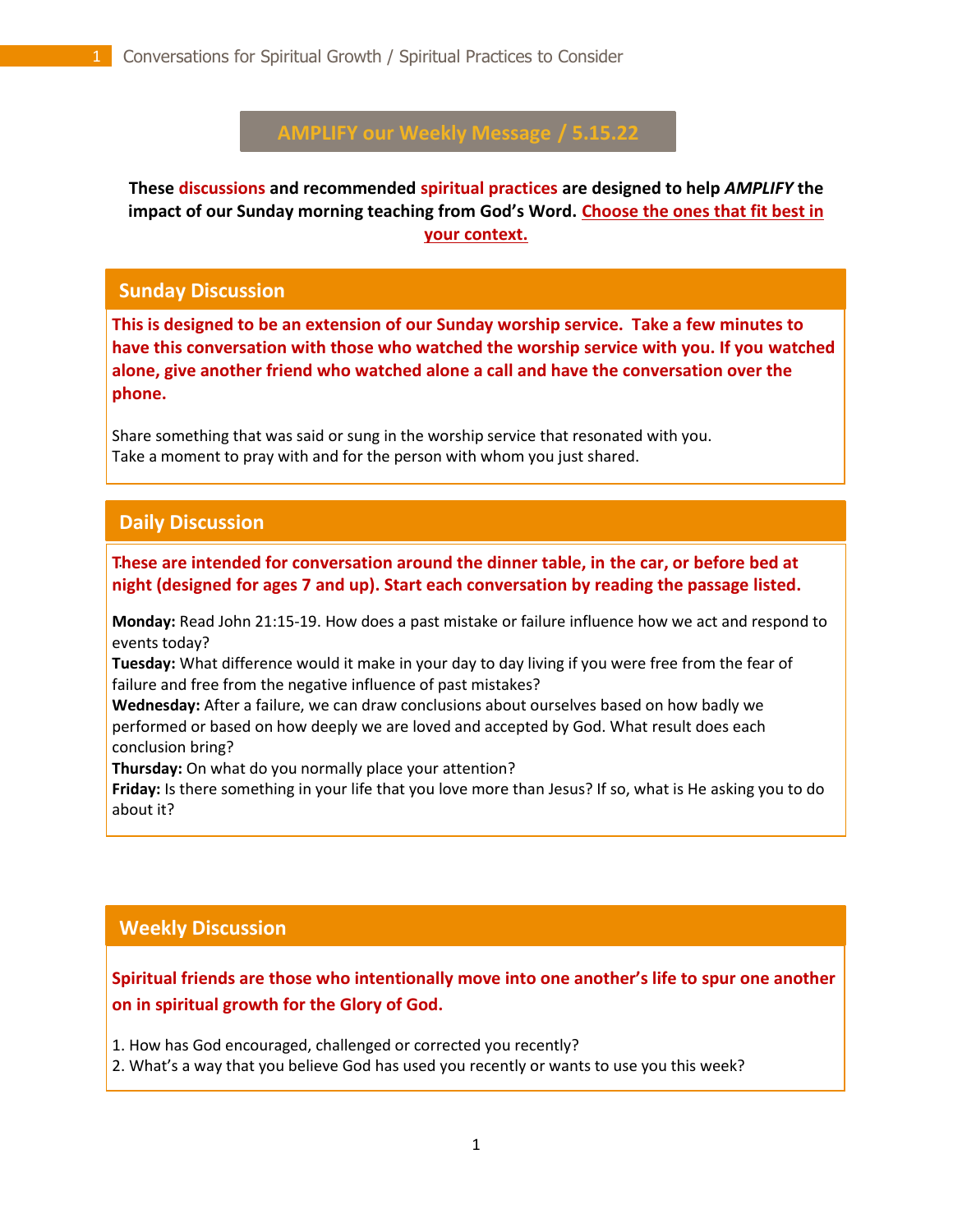# AMPLIFY our Weekly Message / 5.15.22

**These discussions and recommended spiritual practices are designed to help *AMPLIFY* the impact of our Sunday morning teaching from God's Word. Choose the ones that fit best in your context.**

## Sunday Discussion

**This is designed to be an extension of our Sunday worship service. Take a few minutes to have this conversation with those who watched the worship service with you. If you watched alone, give another friend who watched alone a call and have the conversation over the phone.**

Share something that was said or sung in the worship service that resonated with you.
Take a moment to pray with and for the person with whom you just shared.

## Daily Discussion

**These are intended for conversation around the dinner table, in the car, or before bed at night (designed for ages 7 and up). Start each conversation by reading the passage listed.**

**Monday:** Read John 21:15-19. How does a past mistake or failure influence how we act and respond to events today?
**Tuesday:** What difference would it make in your day to day living if you were free from the fear of failure and free from the negative influence of past mistakes?
**Wednesday:** After a failure, we can draw conclusions about ourselves based on how badly we performed or based on how deeply we are loved and accepted by God. What result does each conclusion bring?
**Thursday:** On what do you normally place your attention?
**Friday:** Is there something in your life that you love more than Jesus? If so, what is He asking you to do about it?

## Weekly Discussion

**Spiritual friends are those who intentionally move into one another's life to spur one another on in spiritual growth for the Glory of God.**

1. How has God encouraged, challenged or corrected you recently?
2. What's a way that you believe God has used you recently or wants to use you this week?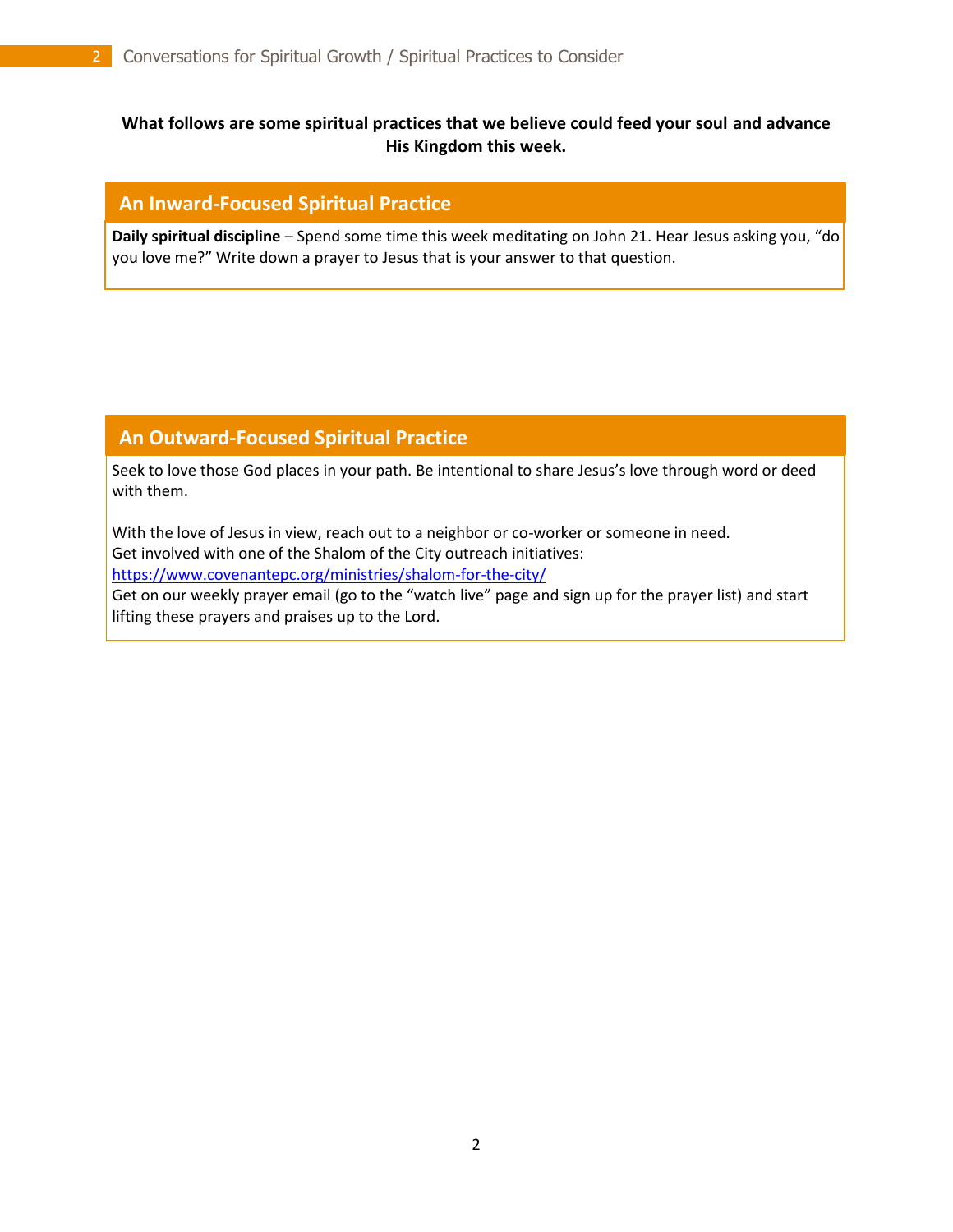**What follows are some spiritual practices that we believe could feed your soul and advance His Kingdom this week.**

## An Inward-Focused Spiritual Practice

**Daily spiritual discipline** – Spend some time this week meditating on John 21. Hear Jesus asking you, “do you love me?” Write down a prayer to Jesus that is your answer to that question.

## An Outward-Focused Spiritual Practice

Seek to love those God places in your path. Be intentional to share Jesus’s love through word or deed with them.

With the love of Jesus in view, reach out to a neighbor or co-worker or someone in need.
Get involved with one of the Shalom of the City outreach initiatives:
[https://www.covenantepc.org/ministries/shalom-for-the-city/](https://www.covenantepc.org/ministries/shalom-for-the-city/)
Get on our weekly prayer email (go to the “watch live” page and sign up for the prayer list) and start lifting these prayers and praises up to the Lord.